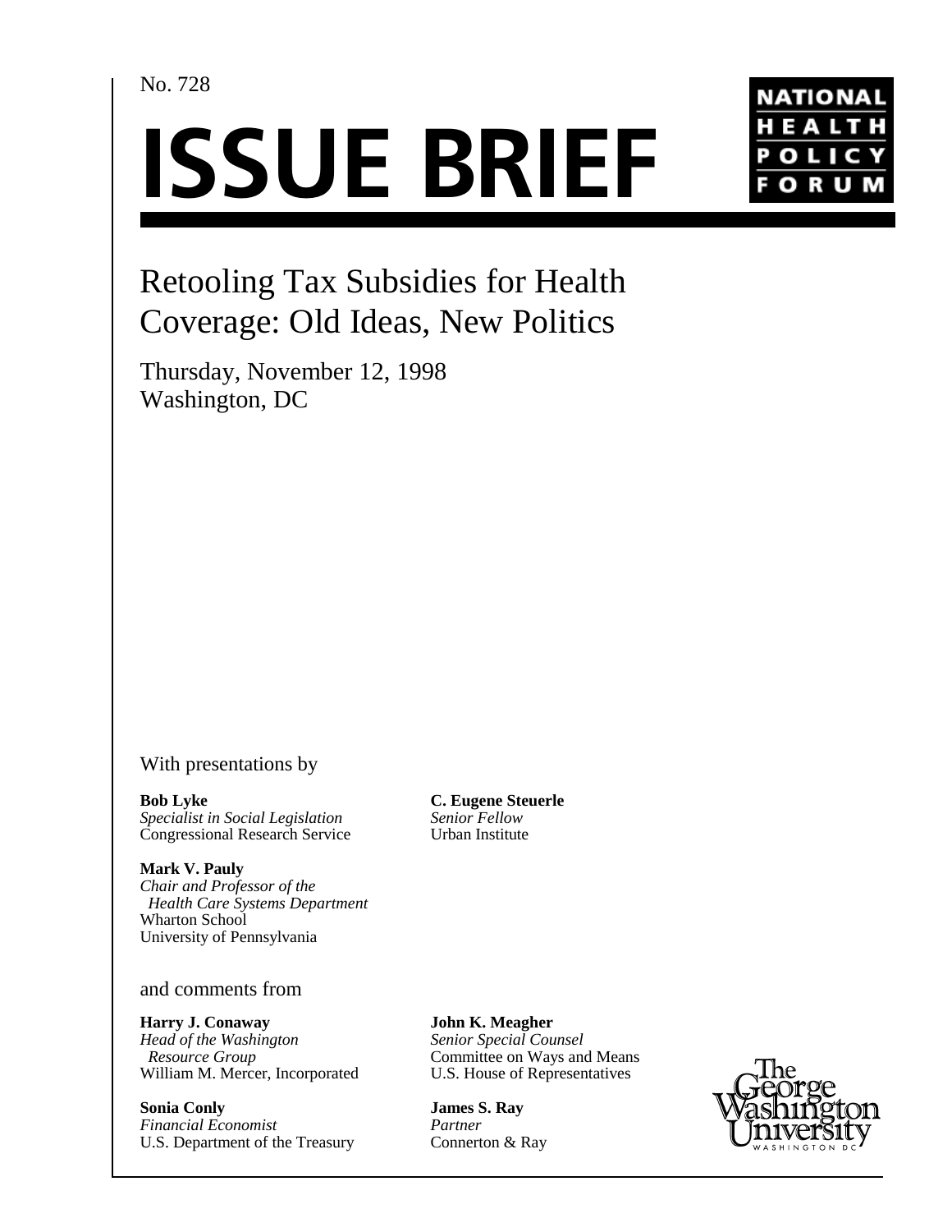No. 728

# ISSUE BRIEF

NATIONAL HEALTH POLICY FORUM

## Retooling Tax Subsidies for Health Coverage: Old Ideas, New Politics

Thursday, November 12, 1998
Washington, DC

With presentations by

**Bob Lyke**
*Specialist in Social Legislation*
Congressional Research Service

**C. Eugene Steuerle**
*Senior Fellow*
Urban Institute

**Mark V. Pauly**
*Chair and Professor of the Health Care Systems Department*
Wharton School
University of Pennsylvania

and comments from

**Harry J. Conaway**
*Head of the Washington Resource Group*
William M. Mercer, Incorporated

**John K. Meagher**
*Senior Special Counsel*
Committee on Ways and Means
U.S. House of Representatives

**Sonia Conly**
*Financial Economist*
U.S. Department of the Treasury

**James S. Ray**
*Partner*
Connerton & Ray

The George Washington University
WASHINGTON DC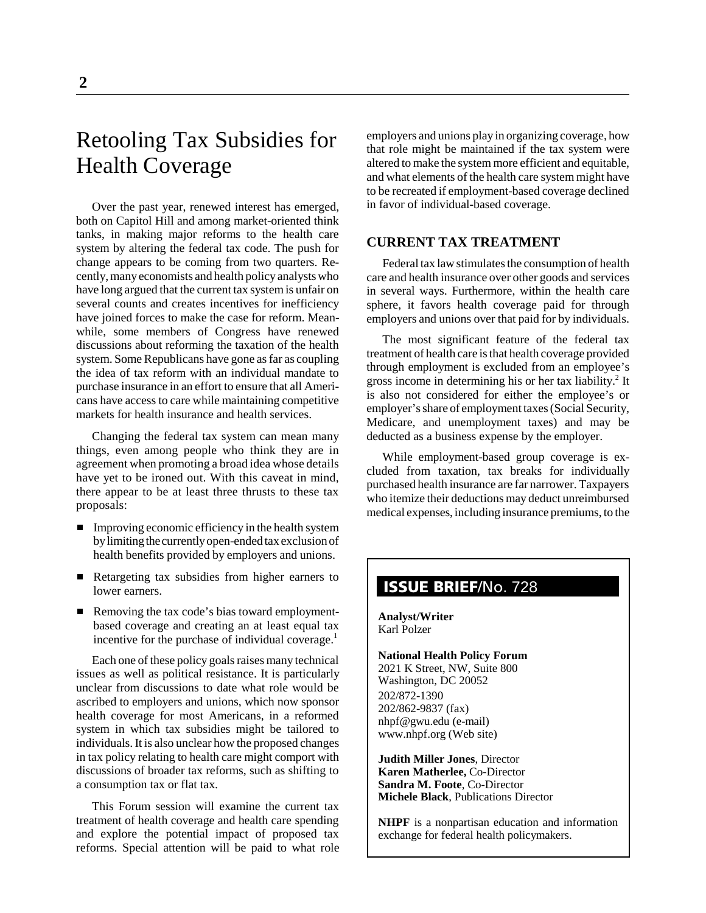# Retooling Tax Subsidies for Health Coverage

Over the past year, renewed interest has emerged, both on Capitol Hill and among market-oriented think tanks, in making major reforms to the health care system by altering the federal tax code. The push for change appears to be coming from two quarters. Recently, many economists and health policy analysts who have long argued that the current tax system is unfair on several counts and creates incentives for inefficiency have joined forces to make the case for reform. Meanwhile, some members of Congress have renewed discussions about reforming the taxation of the health system. Some Republicans have gone as far as coupling the idea of tax reform with an individual mandate to purchase insurance in an effort to ensure that all Americans have access to care while maintaining competitive markets for health insurance and health services.

Changing the federal tax system can mean many things, even among people who think they are in agreement when promoting a broad idea whose details have yet to be ironed out. With this caveat in mind, there appear to be at least three thrusts to these tax proposals:

- Improving economic efficiency in the health system by limiting the currently open-ended tax exclusion of health benefits provided by employers and unions.
- Retargeting tax subsidies from higher earners to lower earners.
- Removing the tax code's bias toward employment-based coverage and creating an at least equal tax incentive for the purchase of individual coverage.[1]

Each one of these policy goals raises many technical issues as well as political resistance. It is particularly unclear from discussions to date what role would be ascribed to employers and unions, which now sponsor health coverage for most Americans, in a reformed system in which tax subsidies might be tailored to individuals. It is also unclear how the proposed changes in tax policy relating to health care might comport with discussions of broader tax reforms, such as shifting to a consumption tax or flat tax.

This Forum session will examine the current tax treatment of health coverage and health care spending and explore the potential impact of proposed tax reforms. Special attention will be paid to what role employers and unions play in organizing coverage, how that role might be maintained if the tax system were altered to make the system more efficient and equitable, and what elements of the health care system might have to be recreated if employment-based coverage declined in favor of individual-based coverage.

## CURRENT TAX TREATMENT

Federal tax law stimulates the consumption of health care and health insurance over other goods and services in several ways. Furthermore, within the health care sphere, it favors health coverage paid for through employers and unions over that paid for by individuals.

The most significant feature of the federal tax treatment of health care is that health coverage provided through employment is excluded from an employee's gross income in determining his or her tax liability.[2] It is also not considered for either the employee's or employer's share of employment taxes (Social Security, Medicare, and unemployment taxes) and may be deducted as a business expense by the employer.

While employment-based group coverage is excluded from taxation, tax breaks for individually purchased health insurance are far narrower. Taxpayers who itemize their deductions may deduct unreimbursed medical expenses, including insurance premiums, to the

**ISSUE BRIEF/No. 728**

**Analyst/Writer**
Karl Polzer

**National Health Policy Forum**
2021 K Street, NW, Suite 800
Washington, DC 20052
202/872-1390
202/862-9837 (fax)
nhpf@gwu.edu (e-mail)
www.nhpf.org (Web site)

**Judith Miller Jones**, Director
**Karen Matherlee,** Co-Director
**Sandra M. Foote**, Co-Director
**Michele Black**, Publications Director

**NHPF** is a nonpartisan education and information exchange for federal health policymakers.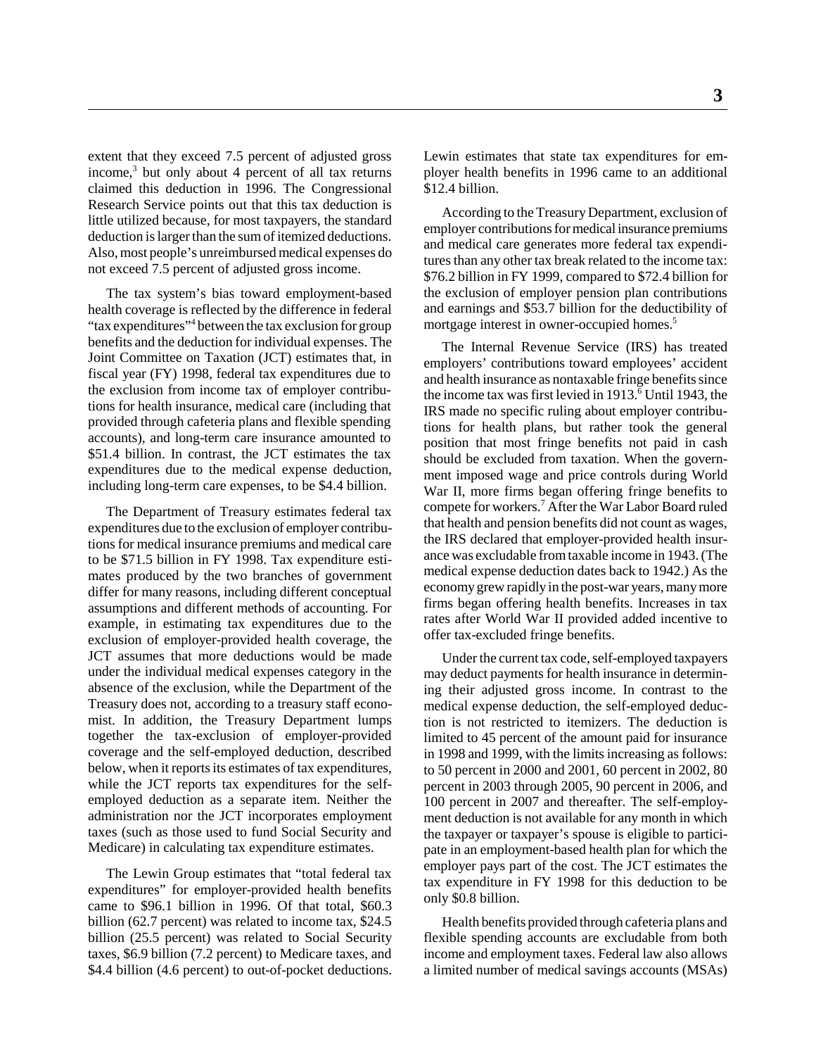extent that they exceed 7.5 percent of adjusted gross income,[3] but only about 4 percent of all tax returns claimed this deduction in 1996. The Congressional Research Service points out that this tax deduction is little utilized because, for most taxpayers, the standard deduction is larger than the sum of itemized deductions. Also, most people's unreimbursed medical expenses do not exceed 7.5 percent of adjusted gross income.

The tax system's bias toward employment-based health coverage is reflected by the difference in federal "tax expenditures"[4] between the tax exclusion for group benefits and the deduction for individual expenses. The Joint Committee on Taxation (JCT) estimates that, in fiscal year (FY) 1998, federal tax expenditures due to the exclusion from income tax of employer contributions for health insurance, medical care (including that provided through cafeteria plans and flexible spending accounts), and long-term care insurance amounted to \$51.4 billion. In contrast, the JCT estimates the tax expenditures due to the medical expense deduction, including long-term care expenses, to be \$4.4 billion.

The Department of Treasury estimates federal tax expenditures due to the exclusion of employer contributions for medical insurance premiums and medical care to be \$71.5 billion in FY 1998. Tax expenditure estimates produced by the two branches of government differ for many reasons, including different conceptual assumptions and different methods of accounting. For example, in estimating tax expenditures due to the exclusion of employer-provided health coverage, the JCT assumes that more deductions would be made under the individual medical expenses category in the absence of the exclusion, while the Department of the Treasury does not, according to a treasury staff economist. In addition, the Treasury Department lumps together the tax-exclusion of employer-provided coverage and the self-employed deduction, described below, when it reports its estimates of tax expenditures, while the JCT reports tax expenditures for the self-employed deduction as a separate item. Neither the administration nor the JCT incorporates employment taxes (such as those used to fund Social Security and Medicare) in calculating tax expenditure estimates.

The Lewin Group estimates that "total federal tax expenditures" for employer-provided health benefits came to \$96.1 billion in 1996. Of that total, \$60.3 billion (62.7 percent) was related to income tax, \$24.5 billion (25.5 percent) was related to Social Security taxes, \$6.9 billion (7.2 percent) to Medicare taxes, and \$4.4 billion (4.6 percent) to out-of-pocket deductions. Lewin estimates that state tax expenditures for employer health benefits in 1996 came to an additional \$12.4 billion.

According to the Treasury Department, exclusion of employer contributions for medical insurance premiums and medical care generates more federal tax expenditures than any other tax break related to the income tax: \$76.2 billion in FY 1999, compared to \$72.4 billion for the exclusion of employer pension plan contributions and earnings and \$53.7 billion for the deductibility of mortgage interest in owner-occupied homes.[5]

The Internal Revenue Service (IRS) has treated employers' contributions toward employees' accident and health insurance as nontaxable fringe benefits since the income tax was first levied in 1913.[6] Until 1943, the IRS made no specific ruling about employer contributions for health plans, but rather took the general position that most fringe benefits not paid in cash should be excluded from taxation. When the government imposed wage and price controls during World War II, more firms began offering fringe benefits to compete for workers.[7] After the War Labor Board ruled that health and pension benefits did not count as wages, the IRS declared that employer-provided health insurance was excludable from taxable income in 1943. (The medical expense deduction dates back to 1942.) As the economy grew rapidly in the post-war years, many more firms began offering health benefits. Increases in tax rates after World War II provided added incentive to offer tax-excluded fringe benefits.

Under the current tax code, self-employed taxpayers may deduct payments for health insurance in determining their adjusted gross income. In contrast to the medical expense deduction, the self-employed deduction is not restricted to itemizers. The deduction is limited to 45 percent of the amount paid for insurance in 1998 and 1999, with the limits increasing as follows: to 50 percent in 2000 and 2001, 60 percent in 2002, 80 percent in 2003 through 2005, 90 percent in 2006, and 100 percent in 2007 and thereafter. The self-employment deduction is not available for any month in which the taxpayer or taxpayer's spouse is eligible to participate in an employment-based health plan for which the employer pays part of the cost. The JCT estimates the tax expenditure in FY 1998 for this deduction to be only \$0.8 billion.

Health benefits provided through cafeteria plans and flexible spending accounts are excludable from both income and employment taxes. Federal law also allows a limited number of medical savings accounts (MSAs)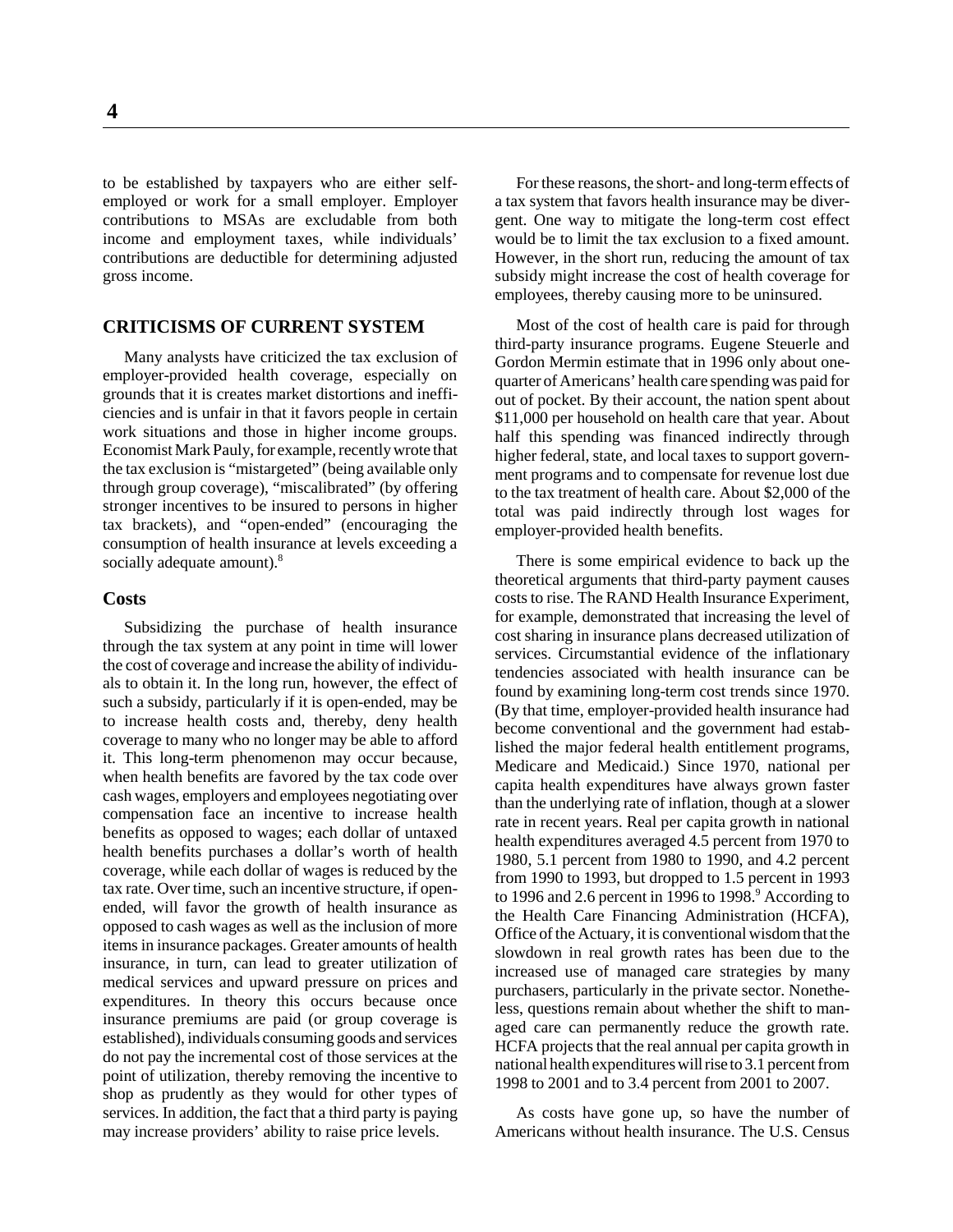to be established by taxpayers who are either self-employed or work for a small employer. Employer contributions to MSAs are excludable from both income and employment taxes, while individuals' contributions are deductible for determining adjusted gross income.

## CRITICISMS OF CURRENT SYSTEM

Many analysts have criticized the tax exclusion of employer-provided health coverage, especially on grounds that it is creates market distortions and inefficiencies and is unfair in that it favors people in certain work situations and those in higher income groups. Economist Mark Pauly, for example, recently wrote that the tax exclusion is "mistargeted" (being available only through group coverage), "miscalibrated" (by offering stronger incentives to be insured to persons in higher tax brackets), and "open-ended" (encouraging the consumption of health insurance at levels exceeding a socially adequate amount).[8]

### Costs

Subsidizing the purchase of health insurance through the tax system at any point in time will lower the cost of coverage and increase the ability of individuals to obtain it. In the long run, however, the effect of such a subsidy, particularly if it is open-ended, may be to increase health costs and, thereby, deny health coverage to many who no longer may be able to afford it. This long-term phenomenon may occur because, when health benefits are favored by the tax code over cash wages, employers and employees negotiating over compensation face an incentive to increase health benefits as opposed to wages; each dollar of untaxed health benefits purchases a dollar's worth of health coverage, while each dollar of wages is reduced by the tax rate. Over time, such an incentive structure, if open-ended, will favor the growth of health insurance as opposed to cash wages as well as the inclusion of more items in insurance packages. Greater amounts of health insurance, in turn, can lead to greater utilization of medical services and upward pressure on prices and expenditures. In theory this occurs because once insurance premiums are paid (or group coverage is established), individuals consuming goods and services do not pay the incremental cost of those services at the point of utilization, thereby removing the incentive to shop as prudently as they would for other types of services. In addition, the fact that a third party is paying may increase providers' ability to raise price levels.

For these reasons, the short- and long-term effects of a tax system that favors health insurance may be divergent. One way to mitigate the long-term cost effect would be to limit the tax exclusion to a fixed amount. However, in the short run, reducing the amount of tax subsidy might increase the cost of health coverage for employees, thereby causing more to be uninsured.

Most of the cost of health care is paid for through third-party insurance programs. Eugene Steuerle and Gordon Mermin estimate that in 1996 only about one-quarter of Americans' health care spending was paid for out of pocket. By their account, the nation spent about $11,000 per household on health care that year. About half this spending was financed indirectly through higher federal, state, and local taxes to support government programs and to compensate for revenue lost due to the tax treatment of health care. About $2,000 of the total was paid indirectly through lost wages for employer-provided health benefits.

There is some empirical evidence to back up the theoretical arguments that third-party payment causes costs to rise. The RAND Health Insurance Experiment, for example, demonstrated that increasing the level of cost sharing in insurance plans decreased utilization of services. Circumstantial evidence of the inflationary tendencies associated with health insurance can be found by examining long-term cost trends since 1970. (By that time, employer-provided health insurance had become conventional and the government had established the major federal health entitlement programs, Medicare and Medicaid.) Since 1970, national per capita health expenditures have always grown faster than the underlying rate of inflation, though at a slower rate in recent years. Real per capita growth in national health expenditures averaged 4.5 percent from 1970 to 1980, 5.1 percent from 1980 to 1990, and 4.2 percent from 1990 to 1993, but dropped to 1.5 percent in 1993 to 1996 and 2.6 percent in 1996 to 1998.[9] According to the Health Care Financing Administration (HCFA), Office of the Actuary, it is conventional wisdom that the slowdown in real growth rates has been due to the increased use of managed care strategies by many purchasers, particularly in the private sector. Nonetheless, questions remain about whether the shift to managed care can permanently reduce the growth rate. HCFA projects that the real annual per capita growth in national health expenditures will rise to 3.1 percent from 1998 to 2001 and to 3.4 percent from 2001 to 2007.

As costs have gone up, so have the number of Americans without health insurance. The U.S. Census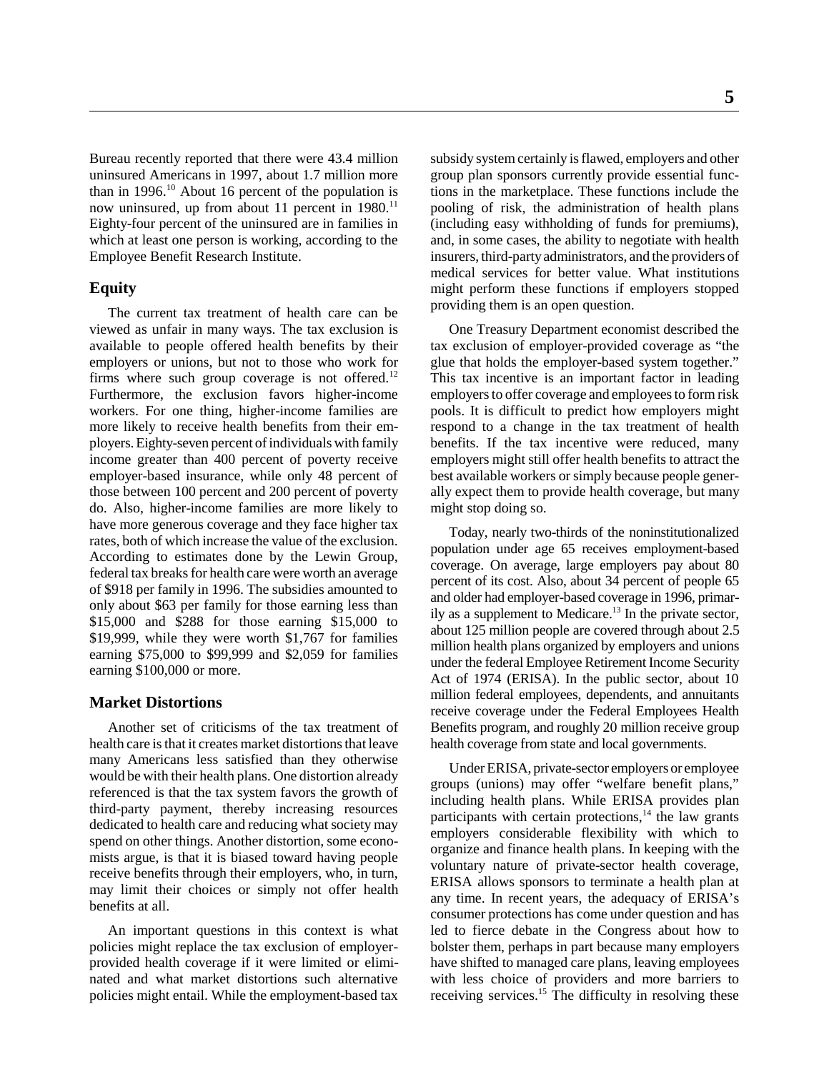Bureau recently reported that there were 43.4 million uninsured Americans in 1997, about 1.7 million more than in 1996.[10] About 16 percent of the population is now uninsured, up from about 11 percent in 1980.[11] Eighty-four percent of the uninsured are in families in which at least one person is working, according to the Employee Benefit Research Institute.

## Equity

The current tax treatment of health care can be viewed as unfair in many ways. The tax exclusion is available to people offered health benefits by their employers or unions, but not to those who work for firms where such group coverage is not offered.[12] Furthermore, the exclusion favors higher-income workers. For one thing, higher-income families are more likely to receive health benefits from their employers. Eighty-seven percent of individuals with family income greater than 400 percent of poverty receive employer-based insurance, while only 48 percent of those between 100 percent and 200 percent of poverty do. Also, higher-income families are more likely to have more generous coverage and they face higher tax rates, both of which increase the value of the exclusion. According to estimates done by the Lewin Group, federal tax breaks for health care were worth an average of $918 per family in 1996. The subsidies amounted to only about $63 per family for those earning less than $15,000 and $288 for those earning $15,000 to $19,999, while they were worth $1,767 for families earning $75,000 to $99,999 and $2,059 for families earning $100,000 or more.

## Market Distortions

Another set of criticisms of the tax treatment of health care is that it creates market distortions that leave many Americans less satisfied than they otherwise would be with their health plans. One distortion already referenced is that the tax system favors the growth of third-party payment, thereby increasing resources dedicated to health care and reducing what society may spend on other things. Another distortion, some economists argue, is that it is biased toward having people receive benefits through their employers, who, in turn, may limit their choices or simply not offer health benefits at all.

An important questions in this context is what policies might replace the tax exclusion of employer-provided health coverage if it were limited or eliminated and what market distortions such alternative policies might entail. While the employment-based tax subsidy system certainly is flawed, employers and other group plan sponsors currently provide essential functions in the marketplace. These functions include the pooling of risk, the administration of health plans (including easy withholding of funds for premiums), and, in some cases, the ability to negotiate with health insurers, third-party administrators, and the providers of medical services for better value. What institutions might perform these functions if employers stopped providing them is an open question.

One Treasury Department economist described the tax exclusion of employer-provided coverage as "the glue that holds the employer-based system together." This tax incentive is an important factor in leading employers to offer coverage and employees to form risk pools. It is difficult to predict how employers might respond to a change in the tax treatment of health benefits. If the tax incentive were reduced, many employers might still offer health benefits to attract the best available workers or simply because people generally expect them to provide health coverage, but many might stop doing so.

Today, nearly two-thirds of the noninstitutionalized population under age 65 receives employment-based coverage. On average, large employers pay about 80 percent of its cost. Also, about 34 percent of people 65 and older had employer-based coverage in 1996, primarily as a supplement to Medicare.[13] In the private sector, about 125 million people are covered through about 2.5 million health plans organized by employers and unions under the federal Employee Retirement Income Security Act of 1974 (ERISA). In the public sector, about 10 million federal employees, dependents, and annuitants receive coverage under the Federal Employees Health Benefits program, and roughly 20 million receive group health coverage from state and local governments.

Under ERISA, private-sector employers or employee groups (unions) may offer "welfare benefit plans," including health plans. While ERISA provides plan participants with certain protections,[14] the law grants employers considerable flexibility with which to organize and finance health plans. In keeping with the voluntary nature of private-sector health coverage, ERISA allows sponsors to terminate a health plan at any time. In recent years, the adequacy of ERISA's consumer protections has come under question and has led to fierce debate in the Congress about how to bolster them, perhaps in part because many employers have shifted to managed care plans, leaving employees with less choice of providers and more barriers to receiving services.[15] The difficulty in resolving these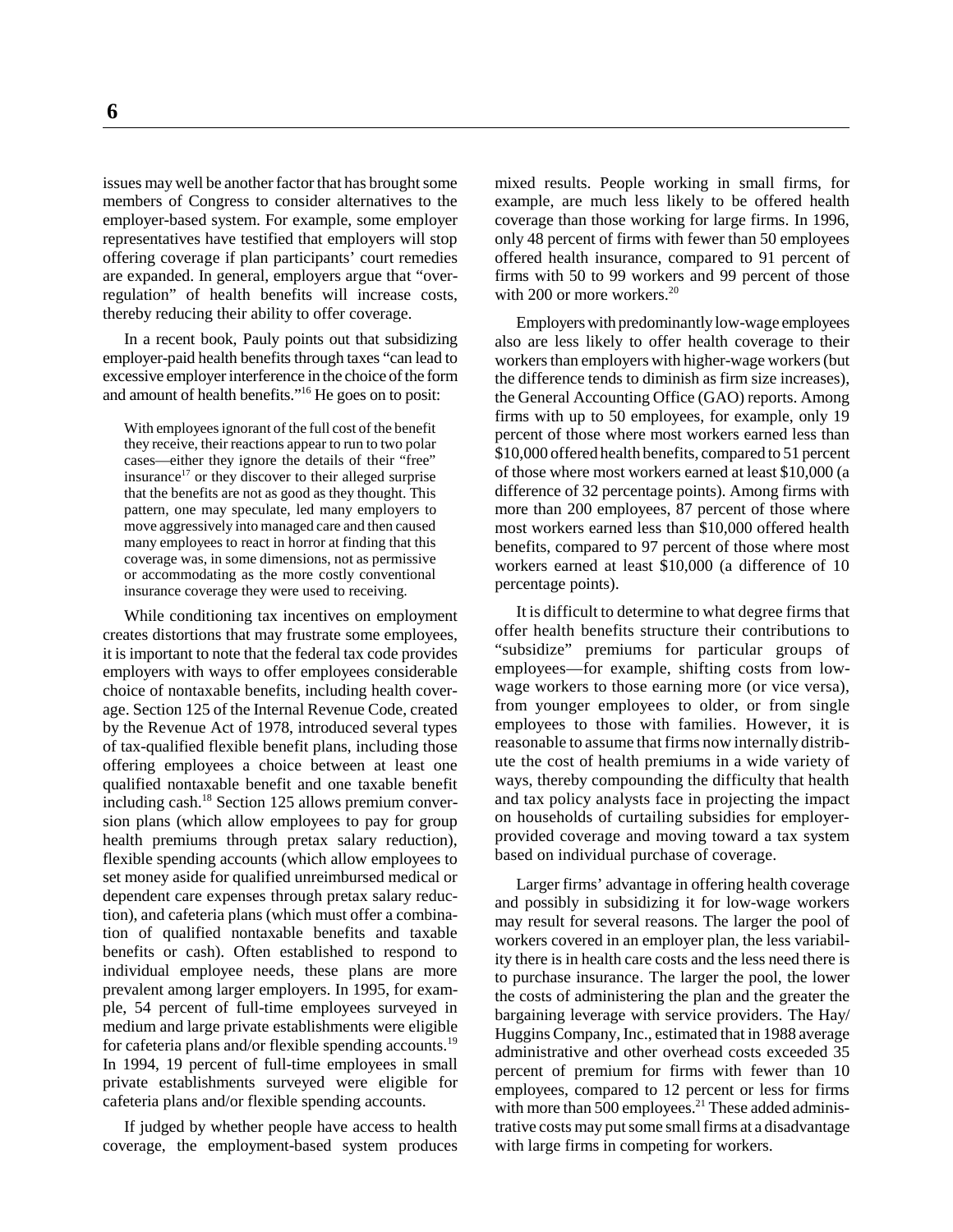issues may well be another factor that has brought some members of Congress to consider alternatives to the employer-based system. For example, some employer representatives have testified that employers will stop offering coverage if plan participants' court remedies are expanded. In general, employers argue that "over-regulation" of health benefits will increase costs, thereby reducing their ability to offer coverage.

In a recent book, Pauly points out that subsidizing employer-paid health benefits through taxes "can lead to excessive employer interference in the choice of the form and amount of health benefits."[16] He goes on to posit:

> With employees ignorant of the full cost of the benefit they receive, their reactions appear to run to two polar cases—either they ignore the details of their "free" insurance[17] or they discover to their alleged surprise that the benefits are not as good as they thought. This pattern, one may speculate, led many employers to move aggressively into managed care and then caused many employees to react in horror at finding that this coverage was, in some dimensions, not as permissive or accommodating as the more costly conventional insurance coverage they were used to receiving.

While conditioning tax incentives on employment creates distortions that may frustrate some employees, it is important to note that the federal tax code provides employers with ways to offer employees considerable choice of nontaxable benefits, including health coverage. Section 125 of the Internal Revenue Code, created by the Revenue Act of 1978, introduced several types of tax-qualified flexible benefit plans, including those offering employees a choice between at least one qualified nontaxable benefit and one taxable benefit including cash.[18] Section 125 allows premium conversion plans (which allow employees to pay for group health premiums through pretax salary reduction), flexible spending accounts (which allow employees to set money aside for qualified unreimbursed medical or dependent care expenses through pretax salary reduction), and cafeteria plans (which must offer a combination of qualified nontaxable benefits and taxable benefits or cash). Often established to respond to individual employee needs, these plans are more prevalent among larger employers. In 1995, for example, 54 percent of full-time employees surveyed in medium and large private establishments were eligible for cafeteria plans and/or flexible spending accounts.[19] In 1994, 19 percent of full-time employees in small private establishments surveyed were eligible for cafeteria plans and/or flexible spending accounts.

If judged by whether people have access to health coverage, the employment-based system produces mixed results. People working in small firms, for example, are much less likely to be offered health coverage than those working for large firms. In 1996, only 48 percent of firms with fewer than 50 employees offered health insurance, compared to 91 percent of firms with 50 to 99 workers and 99 percent of those with 200 or more workers.[20]

Employers with predominantly low-wage employees also are less likely to offer health coverage to their workers than employers with higher-wage workers (but the difference tends to diminish as firm size increases), the General Accounting Office (GAO) reports. Among firms with up to 50 employees, for example, only 19 percent of those where most workers earned less than $10,000 offered health benefits, compared to 51 percent of those where most workers earned at least $10,000 (a difference of 32 percentage points). Among firms with more than 200 employees, 87 percent of those where most workers earned less than $10,000 offered health benefits, compared to 97 percent of those where most workers earned at least $10,000 (a difference of 10 percentage points).

It is difficult to determine to what degree firms that offer health benefits structure their contributions to "subsidize" premiums for particular groups of employees—for example, shifting costs from low-wage workers to those earning more (or vice versa), from younger employees to older, or from single employees to those with families. However, it is reasonable to assume that firms now internally distribute the cost of health premiums in a wide variety of ways, thereby compounding the difficulty that health and tax policy analysts face in projecting the impact on households of curtailing subsidies for employer-provided coverage and moving toward a tax system based on individual purchase of coverage.

Larger firms' advantage in offering health coverage and possibly in subsidizing it for low-wage workers may result for several reasons. The larger the pool of workers covered in an employer plan, the less variability there is in health care costs and the less need there is to purchase insurance. The larger the pool, the lower the costs of administering the plan and the greater the bargaining leverage with service providers. The Hay/Huggins Company, Inc., estimated that in 1988 average administrative and other overhead costs exceeded 35 percent of premium for firms with fewer than 10 employees, compared to 12 percent or less for firms with more than 500 employees.[21] These added administrative costs may put some small firms at a disadvantage with large firms in competing for workers.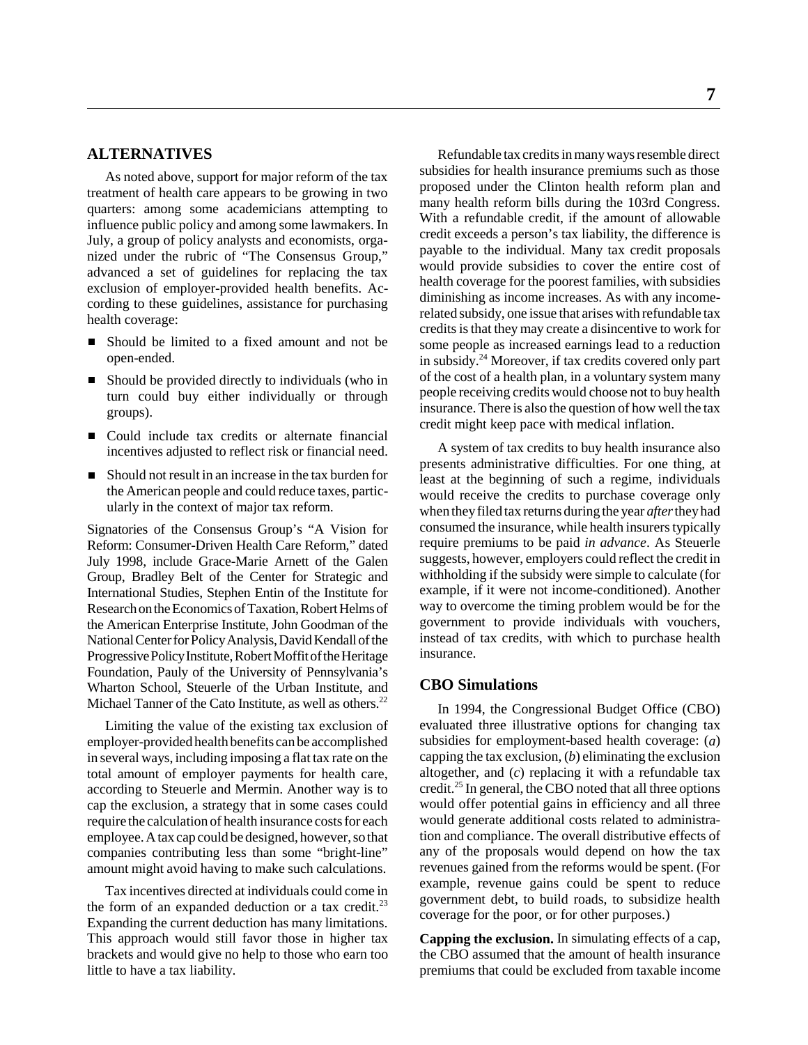## ALTERNATIVES

As noted above, support for major reform of the tax treatment of health care appears to be growing in two quarters: among some academicians attempting to influence public policy and among some lawmakers. In July, a group of policy analysts and economists, organized under the rubric of "The Consensus Group," advanced a set of guidelines for replacing the tax exclusion of employer-provided health benefits. According to these guidelines, assistance for purchasing health coverage:

- Should be limited to a fixed amount and not be open-ended.
- Should be provided directly to individuals (who in turn could buy either individually or through groups).
- Could include tax credits or alternate financial incentives adjusted to reflect risk or financial need.
- Should not result in an increase in the tax burden for the American people and could reduce taxes, particularly in the context of major tax reform.

Signatories of the Consensus Group's "A Vision for Reform: Consumer-Driven Health Care Reform," dated July 1998, include Grace-Marie Arnett of the Galen Group, Bradley Belt of the Center for Strategic and International Studies, Stephen Entin of the Institute for Research on the Economics of Taxation, Robert Helms of the American Enterprise Institute, John Goodman of the National Center for Policy Analysis, David Kendall of the Progressive Policy Institute, Robert Moffit of the Heritage Foundation, Pauly of the University of Pennsylvania's Wharton School, Steuerle of the Urban Institute, and Michael Tanner of the Cato Institute, as well as others.[22]

Limiting the value of the existing tax exclusion of employer-provided health benefits can be accomplished in several ways, including imposing a flat tax rate on the total amount of employer payments for health care, according to Steuerle and Mermin. Another way is to cap the exclusion, a strategy that in some cases could require the calculation of health insurance costs for each employee. A tax cap could be designed, however, so that companies contributing less than some "bright-line" amount might avoid having to make such calculations.

Tax incentives directed at individuals could come in the form of an expanded deduction or a tax credit.[23] Expanding the current deduction has many limitations. This approach would still favor those in higher tax brackets and would give no help to those who earn too little to have a tax liability.

Refundable tax credits in many ways resemble direct subsidies for health insurance premiums such as those proposed under the Clinton health reform plan and many health reform bills during the 103rd Congress. With a refundable credit, if the amount of allowable credit exceeds a person's tax liability, the difference is payable to the individual. Many tax credit proposals would provide subsidies to cover the entire cost of health coverage for the poorest families, with subsidies diminishing as income increases. As with any income-related subsidy, one issue that arises with refundable tax credits is that they may create a disincentive to work for some people as increased earnings lead to a reduction in subsidy.[24] Moreover, if tax credits covered only part of the cost of a health plan, in a voluntary system many people receiving credits would choose not to buy health insurance. There is also the question of how well the tax credit might keep pace with medical inflation.

A system of tax credits to buy health insurance also presents administrative difficulties. For one thing, at least at the beginning of such a regime, individuals would receive the credits to purchase coverage only when they filed tax returns during the year *after* they had consumed the insurance, while health insurers typically require premiums to be paid *in advance*. As Steuerle suggests, however, employers could reflect the credit in withholding if the subsidy were simple to calculate (for example, if it were not income-conditioned). Another way to overcome the timing problem would be for the government to provide individuals with vouchers, instead of tax credits, with which to purchase health insurance.

### CBO Simulations

In 1994, the Congressional Budget Office (CBO) evaluated three illustrative options for changing tax subsidies for employment-based health coverage: (*a*) capping the tax exclusion, (*b*) eliminating the exclusion altogether, and (*c*) replacing it with a refundable tax credit.[25] In general, the CBO noted that all three options would offer potential gains in efficiency and all three would generate additional costs related to administration and compliance. The overall distributive effects of any of the proposals would depend on how the tax revenues gained from the reforms would be spent. (For example, revenue gains could be spent to reduce government debt, to build roads, to subsidize health coverage for the poor, or for other purposes.)

**Capping the exclusion.** In simulating effects of a cap, the CBO assumed that the amount of health insurance premiums that could be excluded from taxable income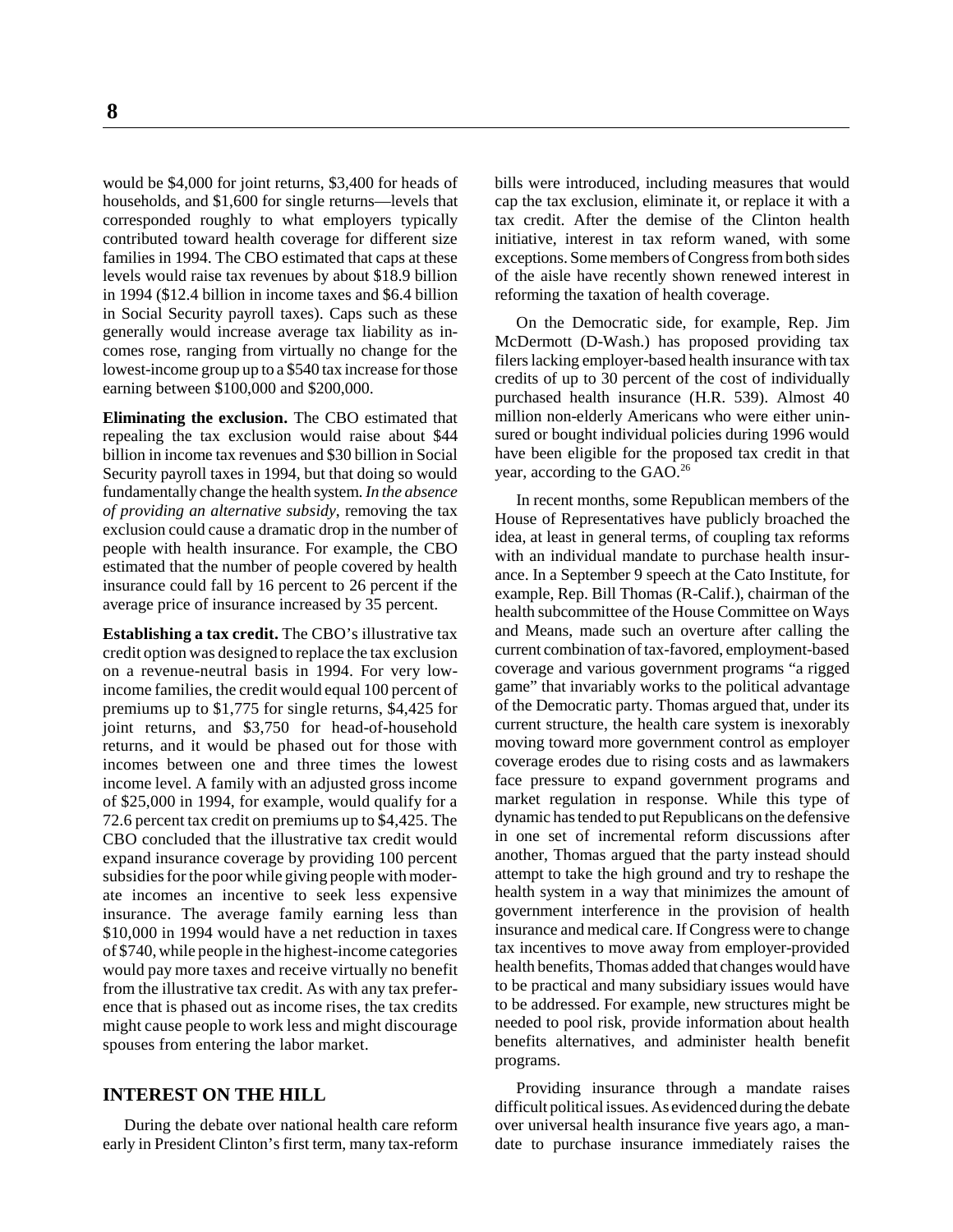would be $4,000 for joint returns, $3,400 for heads of households, and $1,600 for single returns—levels that corresponded roughly to what employers typically contributed toward health coverage for different size families in 1994. The CBO estimated that caps at these levels would raise tax revenues by about $18.9 billion in 1994 ($12.4 billion in income taxes and $6.4 billion in Social Security payroll taxes). Caps such as these generally would increase average tax liability as incomes rose, ranging from virtually no change for the lowest-income group up to a $540 tax increase for those earning between $100,000 and $200,000.

**Eliminating the exclusion.** The CBO estimated that repealing the tax exclusion would raise about $44 billion in income tax revenues and $30 billion in Social Security payroll taxes in 1994, but that doing so would fundamentally change the health system. *In the absence of providing an alternative subsidy*, removing the tax exclusion could cause a dramatic drop in the number of people with health insurance. For example, the CBO estimated that the number of people covered by health insurance could fall by 16 percent to 26 percent if the average price of insurance increased by 35 percent.

**Establishing a tax credit.** The CBO's illustrative tax credit option was designed to replace the tax exclusion on a revenue-neutral basis in 1994. For very low-income families, the credit would equal 100 percent of premiums up to $1,775 for single returns, $4,425 for joint returns, and $3,750 for head-of-household returns, and it would be phased out for those with incomes between one and three times the lowest income level. A family with an adjusted gross income of $25,000 in 1994, for example, would qualify for a 72.6 percent tax credit on premiums up to $4,425. The CBO concluded that the illustrative tax credit would expand insurance coverage by providing 100 percent subsidies for the poor while giving people with moderate incomes an incentive to seek less expensive insurance. The average family earning less than $10,000 in 1994 would have a net reduction in taxes of $740, while people in the highest-income categories would pay more taxes and receive virtually no benefit from the illustrative tax credit. As with any tax preference that is phased out as income rises, the tax credits might cause people to work less and might discourage spouses from entering the labor market.

## INTEREST ON THE HILL

During the debate over national health care reform early in President Clinton's first term, many tax-reform bills were introduced, including measures that would cap the tax exclusion, eliminate it, or replace it with a tax credit. After the demise of the Clinton health initiative, interest in tax reform waned, with some exceptions. Some members of Congress from both sides of the aisle have recently shown renewed interest in reforming the taxation of health coverage.

On the Democratic side, for example, Rep. Jim McDermott (D-Wash.) has proposed providing tax filers lacking employer-based health insurance with tax credits of up to 30 percent of the cost of individually purchased health insurance (H.R. 539). Almost 40 million non-elderly Americans who were either uninsured or bought individual policies during 1996 would have been eligible for the proposed tax credit in that year, according to the GAO.[26]

In recent months, some Republican members of the House of Representatives have publicly broached the idea, at least in general terms, of coupling tax reforms with an individual mandate to purchase health insurance. In a September 9 speech at the Cato Institute, for example, Rep. Bill Thomas (R-Calif.), chairman of the health subcommittee of the House Committee on Ways and Means, made such an overture after calling the current combination of tax-favored, employment-based coverage and various government programs "a rigged game" that invariably works to the political advantage of the Democratic party. Thomas argued that, under its current structure, the health care system is inexorably moving toward more government control as employer coverage erodes due to rising costs and as lawmakers face pressure to expand government programs and market regulation in response. While this type of dynamic has tended to put Republicans on the defensive in one set of incremental reform discussions after another, Thomas argued that the party instead should attempt to take the high ground and try to reshape the health system in a way that minimizes the amount of government interference in the provision of health insurance and medical care. If Congress were to change tax incentives to move away from employer-provided health benefits, Thomas added that changes would have to be practical and many subsidiary issues would have to be addressed. For example, new structures might be needed to pool risk, provide information about health benefits alternatives, and administer health benefit programs.

Providing insurance through a mandate raises difficult political issues. As evidenced during the debate over universal health insurance five years ago, a mandate to purchase insurance immediately raises the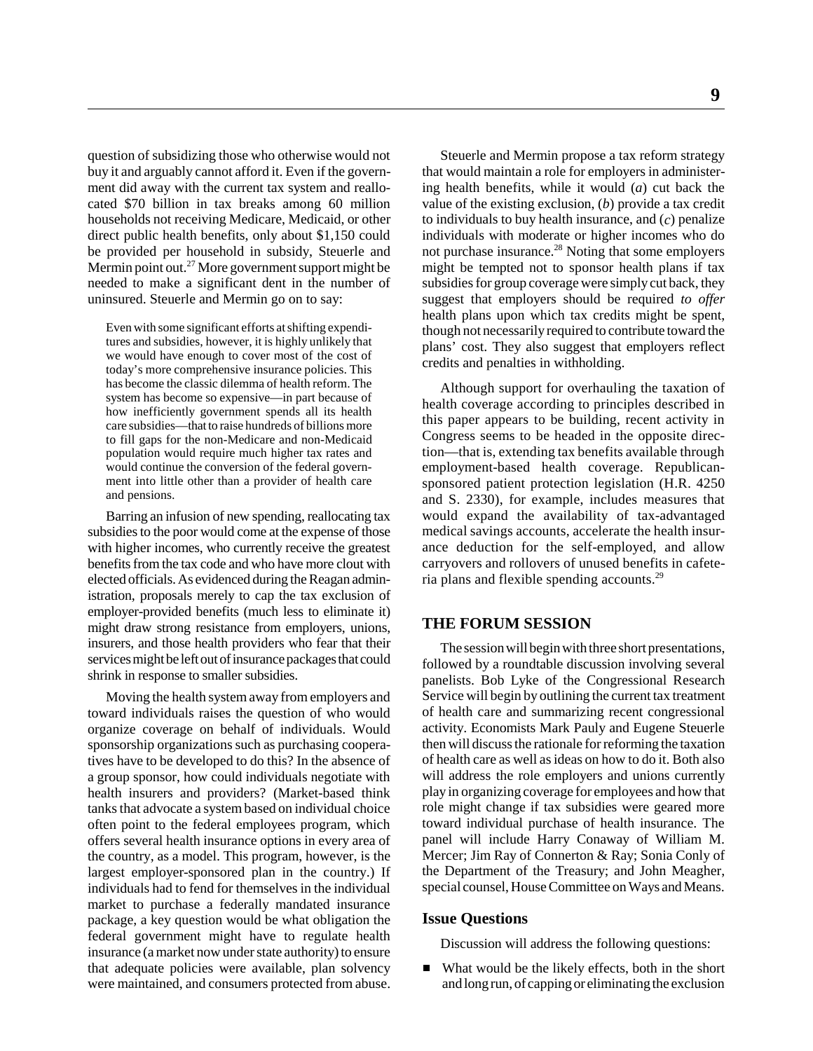question of subsidizing those who otherwise would not buy it and arguably cannot afford it. Even if the government did away with the current tax system and reallocated $70 billion in tax breaks among 60 million households not receiving Medicare, Medicaid, or other direct public health benefits, only about $1,150 could be provided per household in subsidy, Steuerle and Mermin point out.[27] More government support might be needed to make a significant dent in the number of uninsured. Steuerle and Mermin go on to say:

> Even with some significant efforts at shifting expenditures and subsidies, however, it is highly unlikely that we would have enough to cover most of the cost of today's more comprehensive insurance policies. This has become the classic dilemma of health reform. The system has become so expensive—in part because of how inefficiently government spends all its health care subsidies—that to raise hundreds of billions more to fill gaps for the non-Medicare and non-Medicaid population would require much higher tax rates and would continue the conversion of the federal government into little other than a provider of health care and pensions.

Barring an infusion of new spending, reallocating tax subsidies to the poor would come at the expense of those with higher incomes, who currently receive the greatest benefits from the tax code and who have more clout with elected officials. As evidenced during the Reagan administration, proposals merely to cap the tax exclusion of employer-provided benefits (much less to eliminate it) might draw strong resistance from employers, unions, insurers, and those health providers who fear that their services might be left out of insurance packages that could shrink in response to smaller subsidies.

Moving the health system away from employers and toward individuals raises the question of who would organize coverage on behalf of individuals. Would sponsorship organizations such as purchasing cooperatives have to be developed to do this? In the absence of a group sponsor, how could individuals negotiate with health insurers and providers? (Market-based think tanks that advocate a system based on individual choice often point to the federal employees program, which offers several health insurance options in every area of the country, as a model. This program, however, is the largest employer-sponsored plan in the country.) If individuals had to fend for themselves in the individual market to purchase a federally mandated insurance package, a key question would be what obligation the federal government might have to regulate health insurance (a market now under state authority) to ensure that adequate policies were available, plan solvency were maintained, and consumers protected from abuse.

Steuerle and Mermin propose a tax reform strategy that would maintain a role for employers in administering health benefits, while it would (*a*) cut back the value of the existing exclusion, (*b*) provide a tax credit to individuals to buy health insurance, and (*c*) penalize individuals with moderate or higher incomes who do not purchase insurance.[28] Noting that some employers might be tempted not to sponsor health plans if tax subsidies for group coverage were simply cut back, they suggest that employers should be required *to offer* health plans upon which tax credits might be spent, though not necessarily required to contribute toward the plans' cost. They also suggest that employers reflect credits and penalties in withholding.

Although support for overhauling the taxation of health coverage according to principles described in this paper appears to be building, recent activity in Congress seems to be headed in the opposite direction—that is, extending tax benefits available through employment-based health coverage. Republican-sponsored patient protection legislation (H.R. 4250 and S. 2330), for example, includes measures that would expand the availability of tax-advantaged medical savings accounts, accelerate the health insurance deduction for the self-employed, and allow carryovers and rollovers of unused benefits in cafeteria plans and flexible spending accounts.[29]

## THE FORUM SESSION

The session will begin with three short presentations, followed by a roundtable discussion involving several panelists. Bob Lyke of the Congressional Research Service will begin by outlining the current tax treatment of health care and summarizing recent congressional activity. Economists Mark Pauly and Eugene Steuerle then will discuss the rationale for reforming the taxation of health care as well as ideas on how to do it. Both also will address the role employers and unions currently play in organizing coverage for employees and how that role might change if tax subsidies were geared more toward individual purchase of health insurance. The panel will include Harry Conaway of William M. Mercer; Jim Ray of Connerton & Ray; Sonia Conly of the Department of the Treasury; and John Meagher, special counsel, House Committee on Ways and Means.

### Issue Questions

Discussion will address the following questions:

- What would be the likely effects, both in the short and long run, of capping or eliminating the exclusion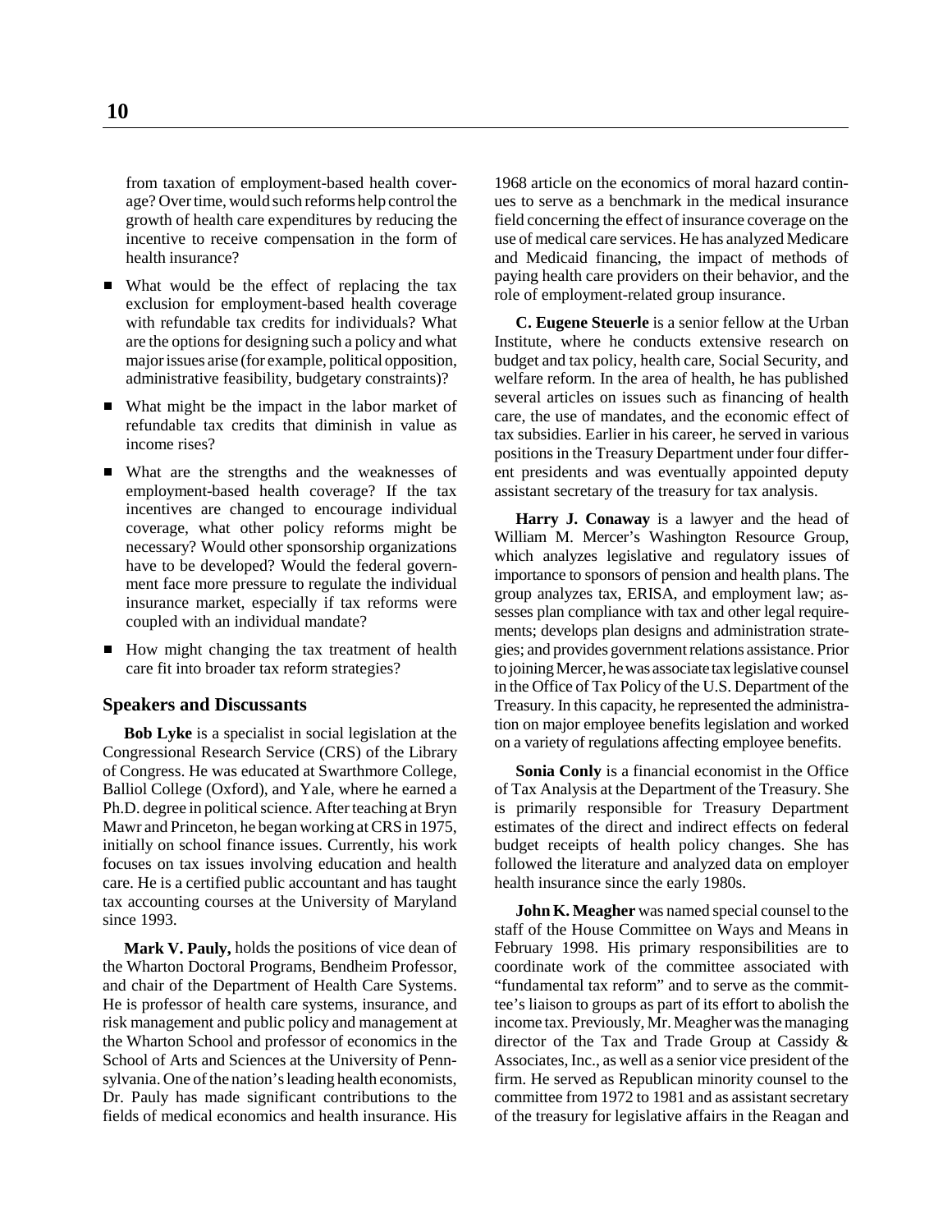from taxation of employment-based health coverage? Over time, would such reforms help control the growth of health care expenditures by reducing the incentive to receive compensation in the form of health insurance?

- What would be the effect of replacing the tax exclusion for employment-based health coverage with refundable tax credits for individuals? What are the options for designing such a policy and what major issues arise (for example, political opposition, administrative feasibility, budgetary constraints)?
- What might be the impact in the labor market of refundable tax credits that diminish in value as income rises?
- What are the strengths and the weaknesses of employment-based health coverage? If the tax incentives are changed to encourage individual coverage, what other policy reforms might be necessary? Would other sponsorship organizations have to be developed? Would the federal government face more pressure to regulate the individual insurance market, especially if tax reforms were coupled with an individual mandate?
- How might changing the tax treatment of health care fit into broader tax reform strategies?

### Speakers and Discussants

**Bob Lyke** is a specialist in social legislation at the Congressional Research Service (CRS) of the Library of Congress. He was educated at Swarthmore College, Balliol College (Oxford), and Yale, where he earned a Ph.D. degree in political science. After teaching at Bryn Mawr and Princeton, he began working at CRS in 1975, initially on school finance issues. Currently, his work focuses on tax issues involving education and health care. He is a certified public accountant and has taught tax accounting courses at the University of Maryland since 1993.

**Mark V. Pauly,** holds the positions of vice dean of the Wharton Doctoral Programs, Bendheim Professor, and chair of the Department of Health Care Systems. He is professor of health care systems, insurance, and risk management and public policy and management at the Wharton School and professor of economics in the School of Arts and Sciences at the University of Pennsylvania. One of the nation's leading health economists, Dr. Pauly has made significant contributions to the fields of medical economics and health insurance. His 1968 article on the economics of moral hazard continues to serve as a benchmark in the medical insurance field concerning the effect of insurance coverage on the use of medical care services. He has analyzed Medicare and Medicaid financing, the impact of methods of paying health care providers on their behavior, and the role of employment-related group insurance.

**C. Eugene Steuerle** is a senior fellow at the Urban Institute, where he conducts extensive research on budget and tax policy, health care, Social Security, and welfare reform. In the area of health, he has published several articles on issues such as financing of health care, the use of mandates, and the economic effect of tax subsidies. Earlier in his career, he served in various positions in the Treasury Department under four different presidents and was eventually appointed deputy assistant secretary of the treasury for tax analysis.

**Harry J. Conaway** is a lawyer and the head of William M. Mercer's Washington Resource Group, which analyzes legislative and regulatory issues of importance to sponsors of pension and health plans. The group analyzes tax, ERISA, and employment law; assesses plan compliance with tax and other legal requirements; develops plan designs and administration strategies; and provides government relations assistance. Prior to joining Mercer, he was associate tax legislative counsel in the Office of Tax Policy of the U.S. Department of the Treasury. In this capacity, he represented the administration on major employee benefits legislation and worked on a variety of regulations affecting employee benefits.

**Sonia Conly** is a financial economist in the Office of Tax Analysis at the Department of the Treasury. She is primarily responsible for Treasury Department estimates of the direct and indirect effects on federal budget receipts of health policy changes. She has followed the literature and analyzed data on employer health insurance since the early 1980s.

**John K. Meagher** was named special counsel to the staff of the House Committee on Ways and Means in February 1998. His primary responsibilities are to coordinate work of the committee associated with "fundamental tax reform" and to serve as the committee's liaison to groups as part of its effort to abolish the income tax. Previously, Mr. Meagher was the managing director of the Tax and Trade Group at Cassidy & Associates, Inc., as well as a senior vice president of the firm. He served as Republican minority counsel to the committee from 1972 to 1981 and as assistant secretary of the treasury for legislative affairs in the Reagan and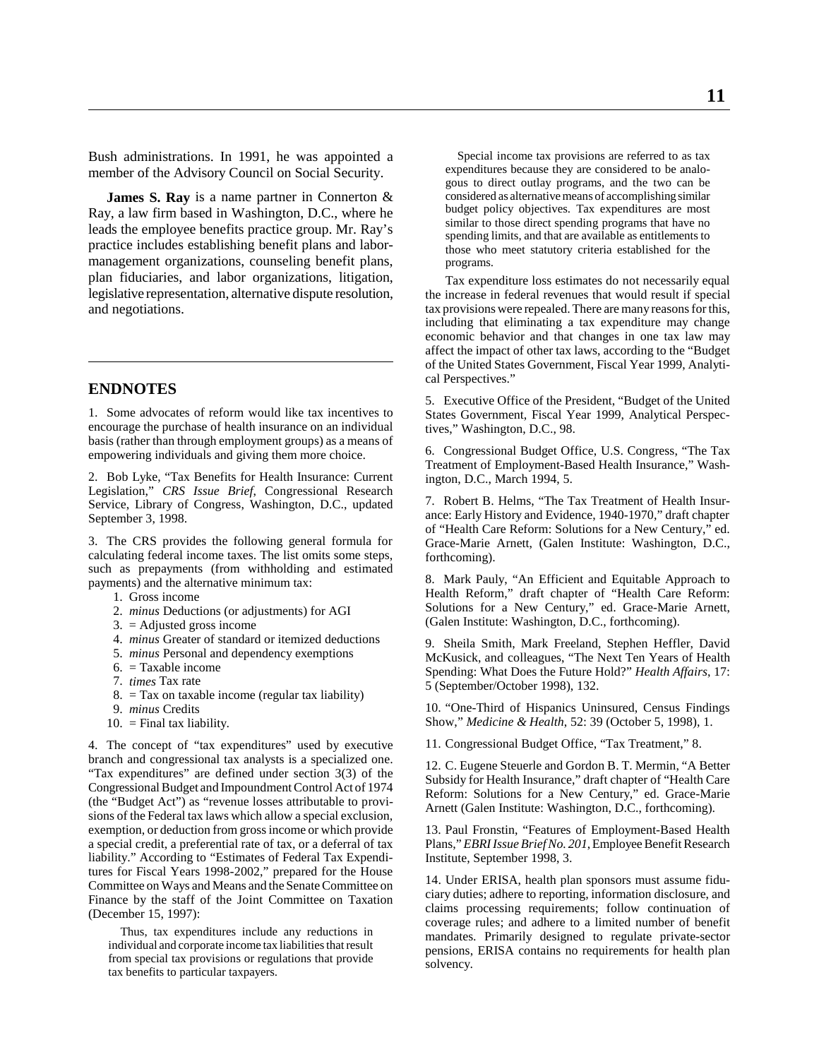Bush administrations. In 1991, he was appointed a member of the Advisory Council on Social Security.

**James S. Ray** is a name partner in Connerton & Ray, a law firm based in Washington, D.C., where he leads the employee benefits practice group. Mr. Ray's practice includes establishing benefit plans and labor-management organizations, counseling benefit plans, plan fiduciaries, and labor organizations, litigation, legislative representation, alternative dispute resolution, and negotiations.

## ENDNOTES

1. Some advocates of reform would like tax incentives to encourage the purchase of health insurance on an individual basis (rather than through employment groups) as a means of empowering individuals and giving them more choice.

2. Bob Lyke, "Tax Benefits for Health Insurance: Current Legislation," *CRS Issue Brief*, Congressional Research Service, Library of Congress, Washington, D.C., updated September 3, 1998.

3. The CRS provides the following general formula for calculating federal income taxes. The list omits some steps, such as prepayments (from withholding and estimated payments) and the alternative minimum tax:

   1. Gross income
   2. *minus* Deductions (or adjustments) for AGI
   3. = Adjusted gross income
   4. *minus* Greater of standard or itemized deductions
   5. *minus* Personal and dependency exemptions
   6. = Taxable income
   7. *times* Tax rate
   8. = Tax on taxable income (regular tax liability)
   9. *minus* Credits
   10. = Final tax liability.

4. The concept of "tax expenditures" used by executive branch and congressional tax analysts is a specialized one. "Tax expenditures" are defined under section 3(3) of the Congressional Budget and Impoundment Control Act of 1974 (the "Budget Act") as "revenue losses attributable to provisions of the Federal tax laws which allow a special exclusion, exemption, or deduction from gross income or which provide a special credit, a preferential rate of tax, or a deferral of tax liability." According to "Estimates of Federal Tax Expenditures for Fiscal Years 1998-2002," prepared for the House Committee on Ways and Means and the Senate Committee on Finance by the staff of the Joint Committee on Taxation (December 15, 1997):

> Thus, tax expenditures include any reductions in individual and corporate income tax liabilities that result from special tax provisions or regulations that provide tax benefits to particular taxpayers.
>
> Special income tax provisions are referred to as tax expenditures because they are considered to be analogous to direct outlay programs, and the two can be considered as alternative means of accomplishing similar budget policy objectives. Tax expenditures are most similar to those direct spending programs that have no spending limits, and that are available as entitlements to those who meet statutory criteria established for the programs.

Tax expenditure loss estimates do not necessarily equal the increase in federal revenues that would result if special tax provisions were repealed. There are many reasons for this, including that eliminating a tax expenditure may change economic behavior and that changes in one tax law may affect the impact of other tax laws, according to the "Budget of the United States Government, Fiscal Year 1999, Analytical Perspectives."

5. Executive Office of the President, "Budget of the United States Government, Fiscal Year 1999, Analytical Perspectives," Washington, D.C., 98.

6. Congressional Budget Office, U.S. Congress, "The Tax Treatment of Employment-Based Health Insurance," Washington, D.C., March 1994, 5.

7. Robert B. Helms, "The Tax Treatment of Health Insurance: Early History and Evidence, 1940-1970," draft chapter of "Health Care Reform: Solutions for a New Century," ed. Grace-Marie Arnett, (Galen Institute: Washington, D.C., forthcoming).

8. Mark Pauly, "An Efficient and Equitable Approach to Health Reform," draft chapter of "Health Care Reform: Solutions for a New Century," ed. Grace-Marie Arnett, (Galen Institute: Washington, D.C., forthcoming).

9. Sheila Smith, Mark Freeland, Stephen Heffler, David McKusick, and colleagues, "The Next Ten Years of Health Spending: What Does the Future Hold?" *Health Affairs*, 17: 5 (September/October 1998), 132.

10. "One-Third of Hispanics Uninsured, Census Findings Show," *Medicine & Health*, 52: 39 (October 5, 1998), 1.

11. Congressional Budget Office, "Tax Treatment," 8.

12. C. Eugene Steuerle and Gordon B. T. Mermin, "A Better Subsidy for Health Insurance," draft chapter of "Health Care Reform: Solutions for a New Century," ed. Grace-Marie Arnett (Galen Institute: Washington, D.C., forthcoming).

13. Paul Fronstin, "Features of Employment-Based Health Plans," *EBRI Issue Brief No. 201*, Employee Benefit Research Institute, September 1998, 3.

14. Under ERISA, health plan sponsors must assume fiduciary duties; adhere to reporting, information disclosure, and claims processing requirements; follow continuation of coverage rules; and adhere to a limited number of benefit mandates. Primarily designed to regulate private-sector pensions, ERISA contains no requirements for health plan solvency.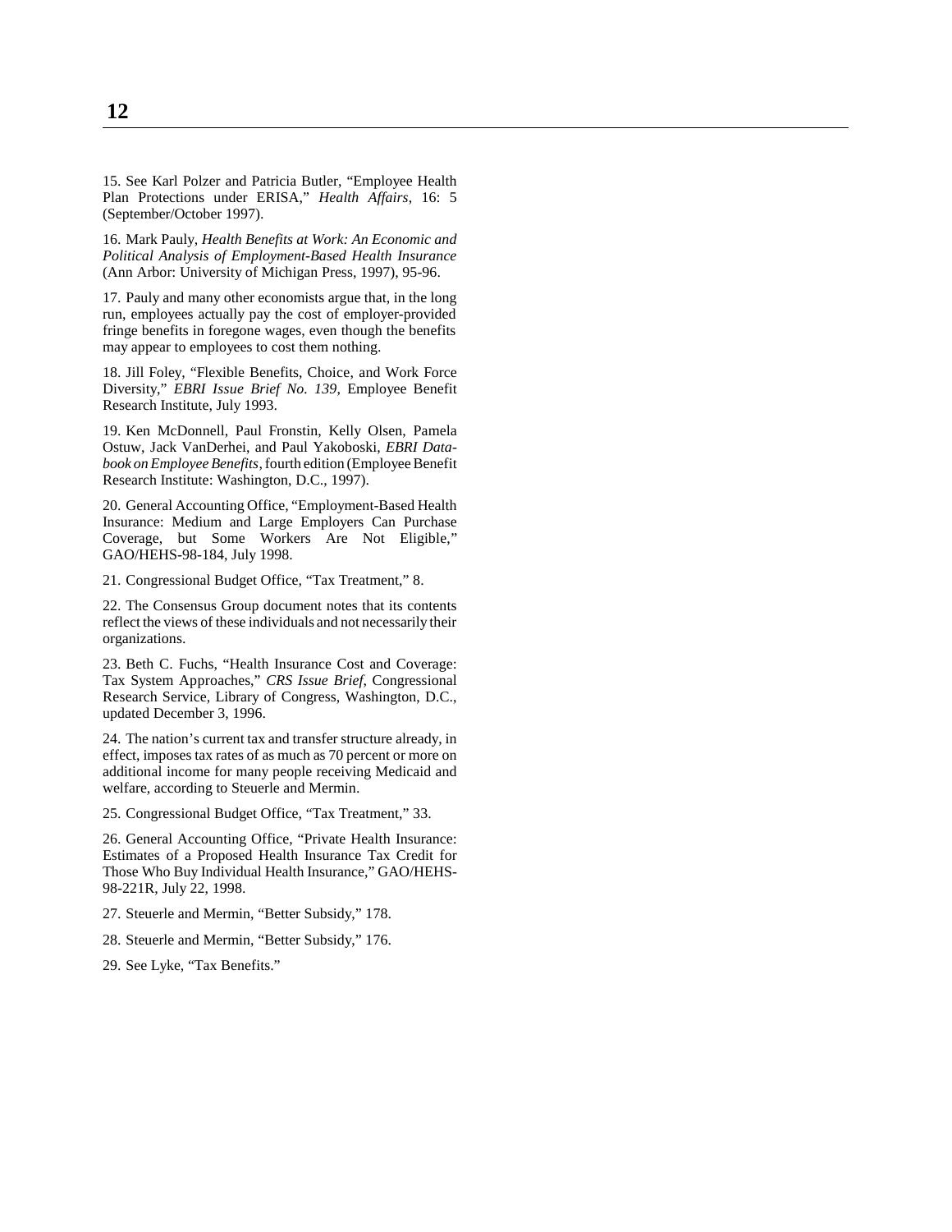15. See Karl Polzer and Patricia Butler, "Employee Health Plan Protections under ERISA," *Health Affairs*, 16: 5 (September/October 1997).

16. Mark Pauly, *Health Benefits at Work: An Economic and Political Analysis of Employment-Based Health Insurance* (Ann Arbor: University of Michigan Press, 1997), 95-96.

17. Pauly and many other economists argue that, in the long run, employees actually pay the cost of employer-provided fringe benefits in foregone wages, even though the benefits may appear to employees to cost them nothing.

18. Jill Foley, "Flexible Benefits, Choice, and Work Force Diversity," *EBRI Issue Brief No. 139*, Employee Benefit Research Institute, July 1993.

19. Ken McDonnell, Paul Fronstin, Kelly Olsen, Pamela Ostuw, Jack VanDerhei, and Paul Yakoboski, *EBRI Databook on Employee Benefits*, fourth edition (Employee Benefit Research Institute: Washington, D.C., 1997).

20. General Accounting Office, "Employment-Based Health Insurance: Medium and Large Employers Can Purchase Coverage, but Some Workers Are Not Eligible," GAO/HEHS-98-184, July 1998.

21. Congressional Budget Office, "Tax Treatment," 8.

22. The Consensus Group document notes that its contents reflect the views of these individuals and not necessarily their organizations.

23. Beth C. Fuchs, "Health Insurance Cost and Coverage: Tax System Approaches," *CRS Issue Brief*, Congressional Research Service, Library of Congress, Washington, D.C., updated December 3, 1996.

24. The nation's current tax and transfer structure already, in effect, imposes tax rates of as much as 70 percent or more on additional income for many people receiving Medicaid and welfare, according to Steuerle and Mermin.

25. Congressional Budget Office, "Tax Treatment," 33.

26. General Accounting Office, "Private Health Insurance: Estimates of a Proposed Health Insurance Tax Credit for Those Who Buy Individual Health Insurance," GAO/HEHS-98-221R, July 22, 1998.

27. Steuerle and Mermin, "Better Subsidy," 178.

28. Steuerle and Mermin, "Better Subsidy," 176.

29. See Lyke, "Tax Benefits."